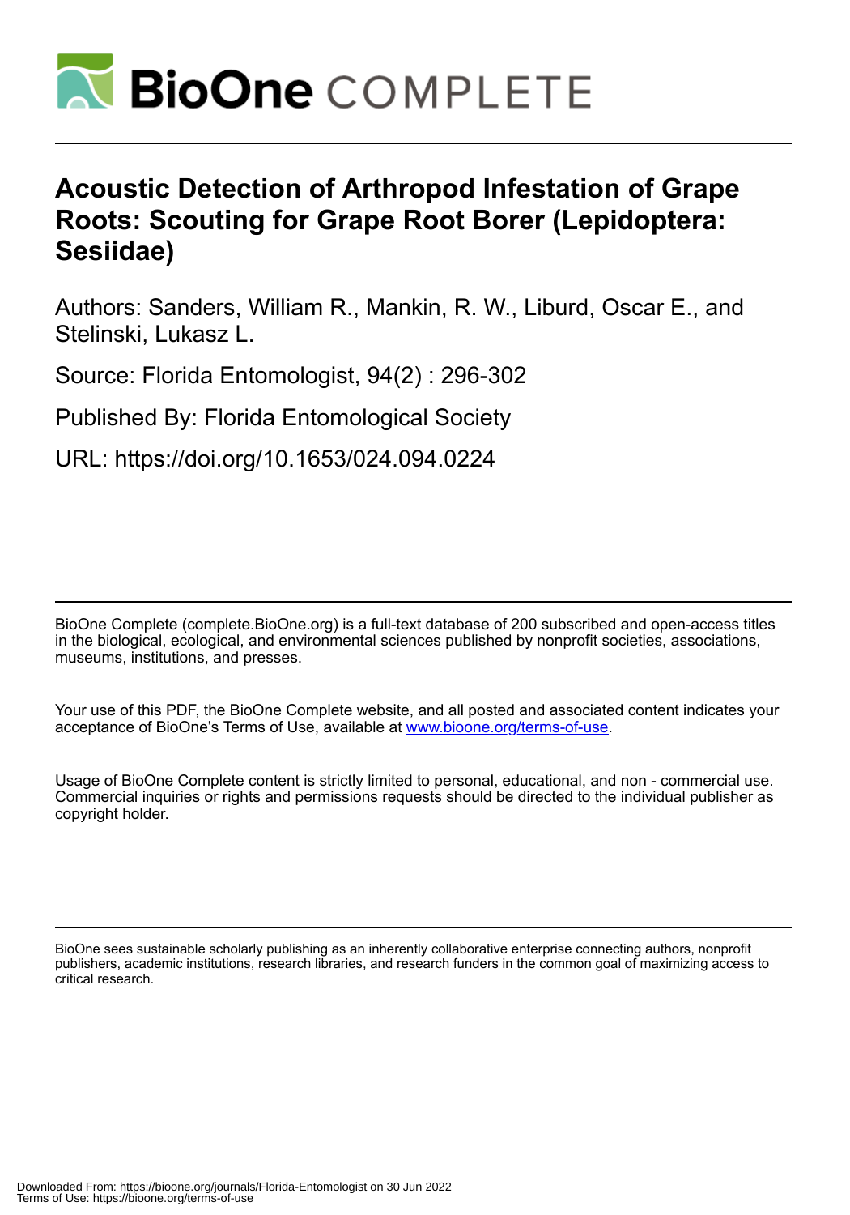# Acoustic Detection of Arthropod Infestation of Grape Roots: Scouting for Grape Root Borer (Lepidoptera: Sesiidae)

Authors: Sanders, William R., Mankin, R. W., Liburd, Oscar E., and Stelinski, Lukasz L.

Source: Florida Entomologist, 94(2) : 296-302

Published By: Florida Entomological Society

URL: https://doi.org/10.1653/024.094.0224

BioOne Complete (complete.BioOne.org) is a full-text database of 200 subscribed and open-access titles in the biological, ecological, and environmental sciences published by nonprofit societies, associations, museums, institutions, and presses.

Your use of this PDF, the BioOne Complete website, and all posted and associated content indicates your acceptance of BioOne's Terms of Use, available at www.bioone.org/terms-of-use.

Usage of BioOne Complete content is strictly limited to personal, educational, and non - commercial use. Commercial inquiries or rights and permissions requests should be directed to the individual publisher as copyright holder.

BioOne sees sustainable scholarly publishing as an inherently collaborative enterprise connecting authors, nonprofit publishers, academic institutions, research libraries, and research funders in the common goal of maximizing access to critical research.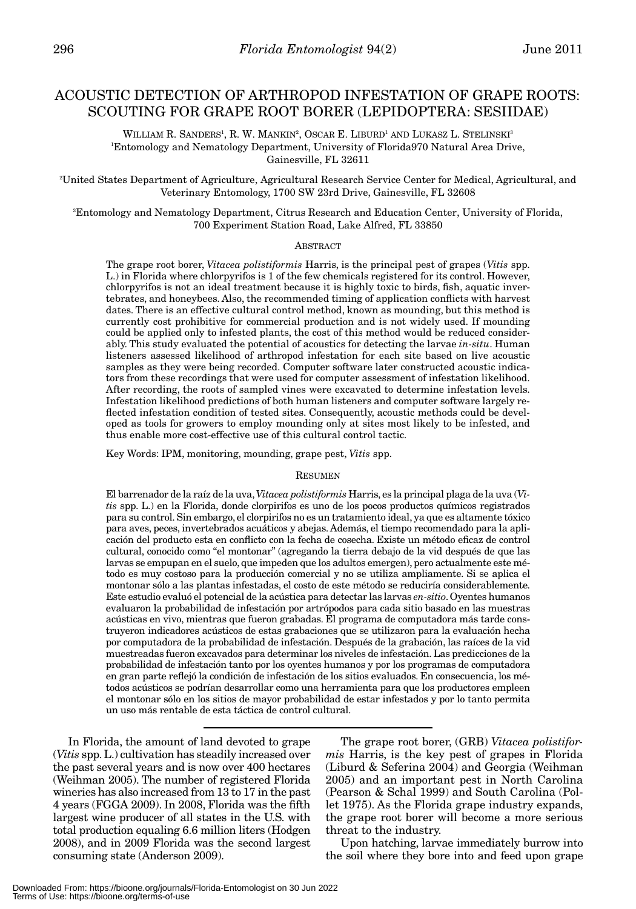# ACOUSTIC DETECTION OF ARTHROPOD INFESTATION OF GRAPE ROOTS: SCOUTING FOR GRAPE ROOT BORER (LEPIDOPTERA: SESIIDAE)

WILLIAM R. SANDERS[1], R. W. MANKIN[2], OSCAR E. LIBURD[1] AND LUKASZ L. STELINSKI[3]

[1]Entomology and Nematology Department, University of Florida970 Natural Area Drive, Gainesville, FL 32611

[2]United States Department of Agriculture, Agricultural Research Service Center for Medical, Agricultural, and Veterinary Entomology, 1700 SW 23rd Drive, Gainesville, FL 32608

[3]Entomology and Nematology Department, Citrus Research and Education Center, University of Florida, 700 Experiment Station Road, Lake Alfred, FL 33850

## ABSTRACT

The grape root borer, *Vitacea polistiformis* Harris, is the principal pest of grapes (*Vitis* spp. L.) in Florida where chlorpyrifos is 1 of the few chemicals registered for its control. However, chlorpyrifos is not an ideal treatment because it is highly toxic to birds, fish, aquatic invertebrates, and honeybees. Also, the recommended timing of application conflicts with harvest dates. There is an effective cultural control method, known as mounding, but this method is currently cost prohibitive for commercial production and is not widely used. If mounding could be applied only to infested plants, the cost of this method would be reduced considerably. This study evaluated the potential of acoustics for detecting the larvae *in-situ*. Human listeners assessed likelihood of arthropod infestation for each site based on live acoustic samples as they were being recorded. Computer software later constructed acoustic indicators from these recordings that were used for computer assessment of infestation likelihood. After recording, the roots of sampled vines were excavated to determine infestation levels. Infestation likelihood predictions of both human listeners and computer software largely reflected infestation condition of tested sites. Consequently, acoustic methods could be developed as tools for growers to employ mounding only at sites most likely to be infested, and thus enable more cost-effective use of this cultural control tactic.

Key Words: IPM, monitoring, mounding, grape pest, *Vitis* spp.

## RESUMEN

El barrenador de la raíz de la uva, *Vitacea polistiformis* Harris, es la principal plaga de la uva (*Vitis* spp. L.) en la Florida, donde clorpirifos es uno de los pocos productos químicos registrados para su control. Sin embargo, el clorpirifos no es un tratamiento ideal, ya que es altamente tóxico para aves, peces, invertebrados acuáticos y abejas. Además, el tiempo recomendado para la aplicación del producto esta en conflicto con la fecha de cosecha. Existe un método eficaz de control cultural, conocido como "el montonar" (agregando la tierra debajo de la vid después de que las larvas se empupan en el suelo, que impeden que los adultos emergen), pero actualmente este método es muy costoso para la producción comercial y no se utiliza ampliamente. Si se aplica el montonar sólo a las plantas infestadas, el costo de este método se reduciría considerablemente. Este estudio evaluó el potencial de la acústica para detectar las larvas *en-sitio*. Oyentes humanos evaluaron la probabilidad de infestación por artrópodos para cada sitio basado en las muestras acústicas en vivo, mientras que fueron grabadas. El programa de computadora más tarde construyeron indicadores acústicos de estas grabaciones que se utilizaron para la evaluación hecha por computadora de la probabilidad de infestación. Después de la grabación, las raíces de la vid muestreadas fueron excavados para determinar los niveles de infestación. Las predicciones de la probabilidad de infestación tanto por los oyentes humanos y por los programas de computadora en gran parte reflejó la condición de infestación de los sitios evaluados. En consecuencia, los métodos acústicos se podrían desarrollar como una herramienta para que los productores empleen el montonar sólo en los sitios de mayor probabilidad de estar infestados y por lo tanto permita un uso más rentable de esta táctica de control cultural.

---

In Florida, the amount of land devoted to grape (*Vitis* spp. L.) cultivation has steadily increased over the past several years and is now over 400 hectares (Weihman 2005). The number of registered Florida wineries has also increased from 13 to 17 in the past 4 years (FGGA 2009). In 2008, Florida was the fifth largest wine producer of all states in the U.S. with total production equaling 6.6 million liters (Hodgen 2008), and in 2009 Florida was the second largest consuming state (Anderson 2009).

The grape root borer, (GRB) *Vitacea polistiformis* Harris, is the key pest of grapes in Florida (Liburd & Seferina 2004) and Georgia (Weihman 2005) and an important pest in North Carolina (Pearson & Schal 1999) and South Carolina (Pollet 1975). As the Florida grape industry expands, the grape root borer will become a more serious threat to the industry.

Upon hatching, larvae immediately burrow into the soil where they bore into and feed upon grape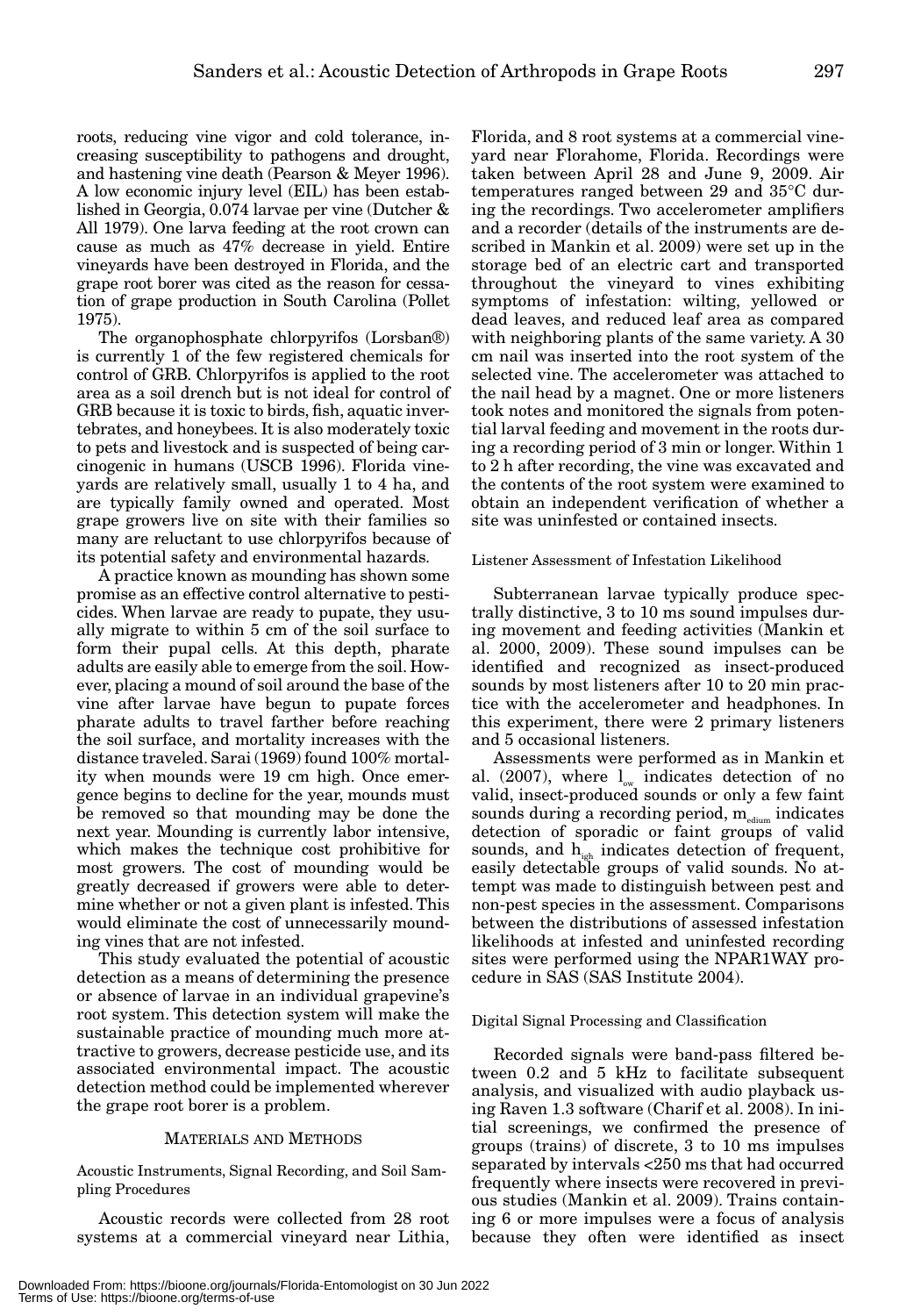roots, reducing vine vigor and cold tolerance, increasing susceptibility to pathogens and drought, and hastening vine death (Pearson & Meyer 1996). A low economic injury level (EIL) has been established in Georgia, 0.074 larvae per vine (Dutcher & All 1979). One larva feeding at the root crown can cause as much as 47% decrease in yield. Entire vineyards have been destroyed in Florida, and the grape root borer was cited as the reason for cessation of grape production in South Carolina (Pollet 1975).

The organophosphate chlorpyrifos (Lorsban®) is currently 1 of the few registered chemicals for control of GRB. Chlorpyrifos is applied to the root area as a soil drench but is not ideal for control of GRB because it is toxic to birds, fish, aquatic invertebrates, and honeybees. It is also moderately toxic to pets and livestock and is suspected of being carcinogenic in humans (USCB 1996). Florida vineyards are relatively small, usually 1 to 4 ha, and are typically family owned and operated. Most grape growers live on site with their families so many are reluctant to use chlorpyrifos because of its potential safety and environmental hazards.

A practice known as mounding has shown some promise as an effective control alternative to pesticides. When larvae are ready to pupate, they usually migrate to within 5 cm of the soil surface to form their pupal cells. At this depth, pharate adults are easily able to emerge from the soil. However, placing a mound of soil around the base of the vine after larvae have begun to pupate forces pharate adults to travel farther before reaching the soil surface, and mortality increases with the distance traveled. Sarai (1969) found 100% mortality when mounds were 19 cm high. Once emergence begins to decline for the year, mounds must be removed so that mounding may be done the next year. Mounding is currently labor intensive, which makes the technique cost prohibitive for most growers. The cost of mounding would be greatly decreased if growers were able to determine whether or not a given plant is infested. This would eliminate the cost of unnecessarily mounding vines that are not infested.

This study evaluated the potential of acoustic detection as a means of determining the presence or absence of larvae in an individual grapevine's root system. This detection system will make the sustainable practice of mounding much more attractive to growers, decrease pesticide use, and its associated environmental impact. The acoustic detection method could be implemented wherever the grape root borer is a problem.

## MATERIALS AND METHODS

### Acoustic Instruments, Signal Recording, and Soil Sampling Procedures

Acoustic records were collected from 28 root systems at a commercial vineyard near Lithia, Florida, and 8 root systems at a commercial vineyard near Florahome, Florida. Recordings were taken between April 28 and June 9, 2009. Air temperatures ranged between 29 and 35°C during the recordings. Two accelerometer amplifiers and a recorder (details of the instruments are described in Mankin et al. 2009) were set up in the storage bed of an electric cart and transported throughout the vineyard to vines exhibiting symptoms of infestation: wilting, yellowed or dead leaves, and reduced leaf area as compared with neighboring plants of the same variety. A 30 cm nail was inserted into the root system of the selected vine. The accelerometer was attached to the nail head by a magnet. One or more listeners took notes and monitored the signals from potential larval feeding and movement in the roots during a recording period of 3 min or longer. Within 1 to 2 h after recording, the vine was excavated and the contents of the root system were examined to obtain an independent verification of whether a site was uninfested or contained insects.

### Listener Assessment of Infestation Likelihood

Subterranean larvae typically produce spectrally distinctive, 3 to 10 ms sound impulses during movement and feeding activities (Mankin et al. 2000, 2009). These sound impulses can be identified and recognized as insect-produced sounds by most listeners after 10 to 20 min practice with the accelerometer and headphones. In this experiment, there were 2 primary listeners and 5 occasional listeners.

Assessments were performed as in Mankin et al. (2007), where $l_{ow}$ indicates detection of no valid, insect-produced sounds or only a few faint sounds during a recording period, $m_{edium}$ indicates detection of sporadic or faint groups of valid sounds, and $h_{igh}$ indicates detection of frequent, easily detectable groups of valid sounds. No attempt was made to distinguish between pest and non-pest species in the assessment. Comparisons between the distributions of assessed infestation likelihoods at infested and uninfested recording sites were performed using the NPAR1WAY procedure in SAS (SAS Institute 2004).

### Digital Signal Processing and Classification

Recorded signals were band-pass filtered between 0.2 and 5 kHz to facilitate subsequent analysis, and visualized with audio playback using Raven 1.3 software (Charif et al. 2008). In initial screenings, we confirmed the presence of groups (trains) of discrete, 3 to 10 ms impulses separated by intervals <250 ms that had occurred frequently where insects were recovered in previous studies (Mankin et al. 2009). Trains containing 6 or more impulses were a focus of analysis because they often were identified as insect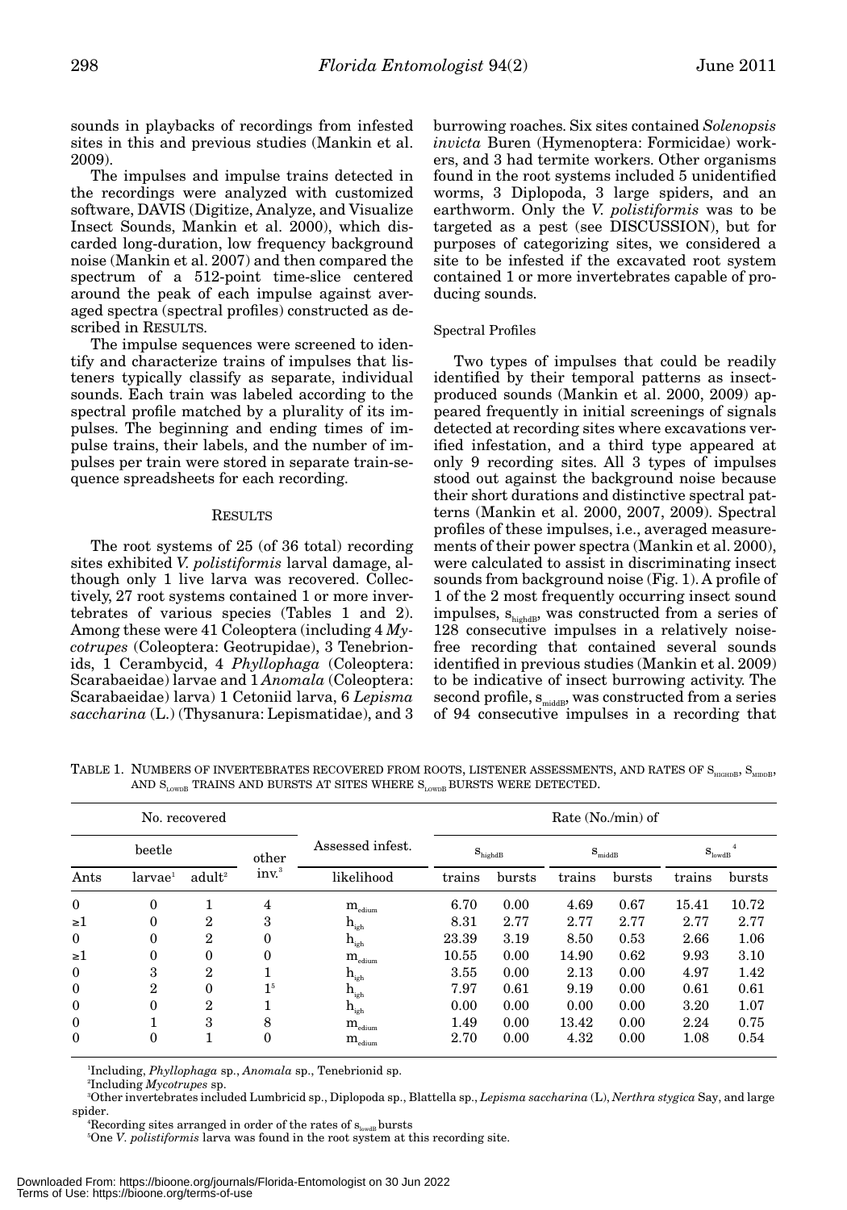sounds in playbacks of recordings from infested sites in this and previous studies (Mankin et al. 2009).

The impulses and impulse trains detected in the recordings were analyzed with customized software, DAVIS (Digitize, Analyze, and Visualize Insect Sounds, Mankin et al. 2000), which discarded long-duration, low frequency background noise (Mankin et al. 2007) and then compared the spectrum of a 512-point time-slice centered around the peak of each impulse against averaged spectra (spectral profiles) constructed as described in RESULTS.

The impulse sequences were screened to identify and characterize trains of impulses that listeners typically classify as separate, individual sounds. Each train was labeled according to the spectral profile matched by a plurality of its impulses. The beginning and ending times of impulse trains, their labels, and the number of impulses per train were stored in separate train-sequence spreadsheets for each recording.

## RESULTS

The root systems of 25 (of 36 total) recording sites exhibited *V. polistiformis* larval damage, although only 1 live larva was recovered. Collectively, 27 root systems contained 1 or more invertebrates of various species (Tables 1 and 2). Among these were 41 Coleoptera (including 4 *Mycotrupes* (Coleoptera: Geotrupidae), 3 Tenebrionids, 1 Cerambycid, 4 *Phyllophaga* (Coleoptera: Scarabaeidae) larvae and 1 *Anomala* (Coleoptera: Scarabaeidae) larva) 1 Cetoniid larva, 6 *Lepisma saccharina* (L.) (Thysanura: Lepismatidae), and 3 burrowing roaches. Six sites contained *Solenopsis invicta* Buren (Hymenoptera: Formicidae) workers, and 3 had termite workers. Other organisms found in the root systems included 5 unidentified worms, 3 Diplopoda, 3 large spiders, and an earthworm. Only the *V. polistiformis* was to be targeted as a pest (see DISCUSSION), but for purposes of categorizing sites, we considered a site to be infested if the excavated root system contained 1 or more invertebrates capable of producing sounds.

### Spectral Profiles

Two types of impulses that could be readily identified by their temporal patterns as insect-produced sounds (Mankin et al. 2000, 2009) appeared frequently in initial screenings of signals detected at recording sites where excavations verified infestation, and a third type appeared at only 9 recording sites. All 3 types of impulses stood out against the background noise because their short durations and distinctive spectral patterns (Mankin et al. 2000, 2007, 2009). Spectral profiles of these impulses, i.e., averaged measurements of their power spectra (Mankin et al. 2000), were calculated to assist in discriminating insect sounds from background noise (Fig. 1). A profile of 1 of the 2 most frequently occurring insect sound impulses, $s_{highdB}$, was constructed from a series of 128 consecutive impulses in a relatively noise-free recording that contained several sounds identified in previous studies (Mankin et al. 2009) to be indicative of insect burrowing activity. The second profile, $s_{middB}$, was constructed from a series of 94 consecutive impulses in a recording that

TABLE 1. NUMBERS OF INVERTEBRATES RECOVERED FROM ROOTS, LISTENER ASSESSMENTS, AND RATES OF $S_{HIGHDB}$, $S_{MIDDB}$, AND $S_{LOWDB}$ TRAINS AND BURSTS AT SITES WHERE $S_{LOWDB}$ BURSTS WERE DETECTED.

| No. recovered | | | | Assessed infest. | Rate (No./min) of | | | | | |
|---|---|---|---|---|---|---|---|---|---|---|
| | beetle | | other | | $s_{highdB}$ | | $s_{middB}$ | | $s_{lowdB}$ [4] | |
| Ants | larvae[1] | adult[2] | inv.[3] | likelihood | trains | bursts | trains | bursts | trains | bursts |
| 0 | 0 | 1 | 4 | $m_{edium}$ | 6.70 | 0.00 | 4.69 | 0.67 | 15.41 | 10.72 |
| ≥1 | 0 | 2 | 3 | $h_{igh}$ | 8.31 | 2.77 | 2.77 | 2.77 | 2.77 | 2.77 |
| 0 | 0 | 2 | 0 | $h_{igh}$ | 23.39 | 3.19 | 8.50 | 0.53 | 2.66 | 1.06 |
| ≥1 | 0 | 0 | 0 | $m_{edium}$ | 10.55 | 0.00 | 14.90 | 0.62 | 9.93 | 3.10 |
| 0 | 3 | 2 | 1 | $h_{igh}$ | 3.55 | 0.00 | 2.13 | 0.00 | 4.97 | 1.42 |
| 0 | 2 | 0 | 1[5] | $h_{igh}$ | 7.97 | 0.61 | 9.19 | 0.00 | 0.61 | 0.61 |
| 0 | 0 | 2 | 1 | $h_{igh}$ | 0.00 | 0.00 | 0.00 | 0.00 | 3.20 | 1.07 |
| 0 | 1 | 3 | 8 | $m_{edium}$ | 1.49 | 0.00 | 13.42 | 0.00 | 2.24 | 0.75 |
| 0 | 0 | 1 | 0 | $m_{edium}$ | 2.70 | 0.00 | 4.32 | 0.00 | 1.08 | 0.54 |

[1]Including, *Phyllophaga* sp., *Anomala* sp., Tenebrionid sp.

[2]Including *Mycotrupes* sp.

[3]Other invertebrates included Lumbricid sp., Diplopoda sp., Blattella sp., *Lepisma saccharina* (L), *Nerthra stygica* Say, and large spider.

[4]Recording sites arranged in order of the rates of $s_{lowdB}$ bursts

[5]One *V. polistiformis* larva was found in the root system at this recording site.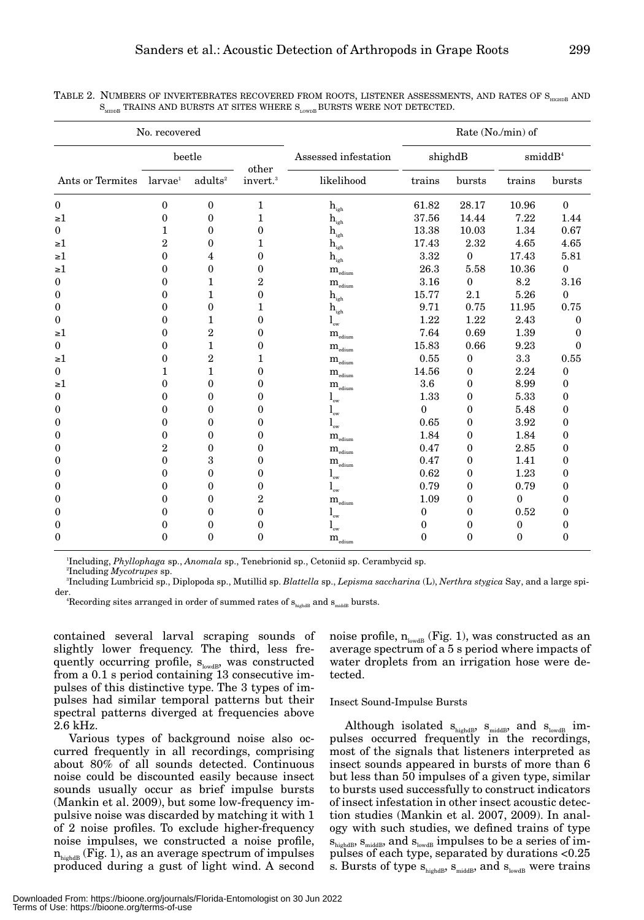TABLE 2. NUMBERS OF INVERTEBRATES RECOVERED FROM ROOTS, LISTENER ASSESSMENTS, AND RATES OF $S_{HIGHDB}$ AND $S_{MIDDB}$ TRAINS AND BURSTS AT SITES WHERE $S_{LOWDB}$ BURSTS WERE NOT DETECTED.

| No. recovered | | | | Assessed infestation | Rate (No./min) of | | | |
|---|---|---|---|---|---|---|---|---|
| | beetle | | other | | $s_{highdB}$ | | $s_{middB}$[4] | |
| Ants or Termites | larvae[1] | adults[2] | invert.[3] | likelihood | trains | bursts | trains | bursts |
| 0 | 0 | 0 | 1 | $h_{igh}$ | 61.82 | 28.17 | 10.96 | 0 |
| ≥1 | 0 | 0 | 1 | $h_{igh}$ | 37.56 | 14.44 | 7.22 | 1.44 |
| 0 | 1 | 0 | 0 | $h_{igh}$ | 13.38 | 10.03 | 1.34 | 0.67 |
| ≥1 | 2 | 0 | 1 | $h_{igh}$ | 17.43 | 2.32 | 4.65 | 4.65 |
| ≥1 | 0 | 4 | 0 | $h_{igh}$ | 3.32 | 0 | 17.43 | 5.81 |
| ≥1 | 0 | 0 | 0 | $m_{edium}$ | 26.3 | 5.58 | 10.36 | 0 |
| 0 | 0 | 1 | 2 | $m_{edium}$ | 3.16 | 0 | 8.2 | 3.16 |
| 0 | 0 | 1 | 0 | $h_{igh}$ | 15.77 | 2.1 | 5.26 | 0 |
| 0 | 0 | 0 | 1 | $h_{igh}$ | 9.71 | 0.75 | 11.95 | 0.75 |
| 0 | 0 | 1 | 0 | $l_{ow}$ | 1.22 | 1.22 | 2.43 | 0 |
| ≥1 | 0 | 2 | 0 | $m_{edium}$ | 7.64 | 0.69 | 1.39 | 0 |
| 0 | 0 | 1 | 0 | $m_{edium}$ | 15.83 | 0.66 | 9.23 | 0 |
| ≥1 | 0 | 2 | 1 | $m_{edium}$ | 0.55 | 0 | 3.3 | 0.55 |
| 0 | 1 | 1 | 0 | $m_{edium}$ | 14.56 | 0 | 2.24 | 0 |
| ≥1 | 0 | 0 | 0 | $m_{edium}$ | 3.6 | 0 | 8.99 | 0 |
| 0 | 0 | 0 | 0 | $l_{ow}$ | 1.33 | 0 | 5.33 | 0 |
| 0 | 0 | 0 | 0 | $l_{ow}$ | 0 | 0 | 5.48 | 0 |
| 0 | 0 | 0 | 0 | $l_{ow}$ | 0.65 | 0 | 3.92 | 0 |
| 0 | 0 | 0 | 0 | $m_{edium}$ | 1.84 | 0 | 1.84 | 0 |
| 0 | 2 | 0 | 0 | $m_{edium}$ | 0.47 | 0 | 2.85 | 0 |
| 0 | 0 | 3 | 0 | $m_{edium}$ | 0.47 | 0 | 1.41 | 0 |
| 0 | 0 | 0 | 0 | $l_{ow}$ | 0.62 | 0 | 1.23 | 0 |
| 0 | 0 | 0 | 0 | $l_{ow}$ | 0.79 | 0 | 0.79 | 0 |
| 0 | 0 | 0 | 2 | $m_{edium}$ | 1.09 | 0 | 0 | 0 |
| 0 | 0 | 0 | 0 | $l_{ow}$ | 0 | 0 | 0.52 | 0 |
| 0 | 0 | 0 | 0 | $l_{ow}$ | 0 | 0 | 0 | 0 |
| 0 | 0 | 0 | 0 | $m_{edium}$ | 0 | 0 | 0 | 0 |

[1]Including, *Phyllophaga* sp., *Anomala* sp., Tenebrionid sp., Cetoniid sp. Cerambycid sp.

[2]Including *Mycotrupes* sp.

[3]Including Lumbricid sp., Diplopoda sp., Mutillid sp. *Blattella* sp., *Lepisma saccharina* (L), *Nerthra stygica* Say, and a large spider.

[4]Recording sites arranged in order of summed rates of $s_{highdB}$ and $s_{middB}$ bursts.

contained several larval scraping sounds of slightly lower frequency. The third, less frequently occurring profile, $s_{lowdB}$, was constructed from a 0.1 s period containing 13 consecutive impulses of this distinctive type. The 3 types of impulses had similar temporal patterns but their spectral patterns diverged at frequencies above 2.6 kHz.

Various types of background noise also occurred frequently in all recordings, comprising about 80% of all sounds detected. Continuous noise could be discounted easily because insect sounds usually occur as brief impulse bursts (Mankin et al. 2009), but some low-frequency impulsive noise was discarded by matching it with 1 of 2 noise profiles. To exclude higher-frequency noise impulses, we constructed a noise profile, $n_{highdB}$ (Fig. 1), as an average spectrum of impulses produced during a gust of light wind. A second noise profile, $n_{lowdB}$ (Fig. 1), was constructed as an average spectrum of a 5 s period where impacts of water droplets from an irrigation hose were detected.

### Insect Sound-Impulse Bursts

Although isolated $s_{highdB}$, $s_{middB}$, and $s_{lowdB}$ impulses occurred frequently in the recordings, most of the signals that listeners interpreted as insect sounds appeared in bursts of more than 6 but less than 50 impulses of a given type, similar to bursts used successfully to construct indicators of insect infestation in other insect acoustic detection studies (Mankin et al. 2007, 2009). In analogy with such studies, we defined trains of type $s_{highdB}$, $s_{middB}$, and $s_{lowdB}$ impulses to be a series of impulses of each type, separated by durations <0.25 s. Bursts of type $s_{highdB}$, $s_{middB}$, and $s_{lowdB}$ were trains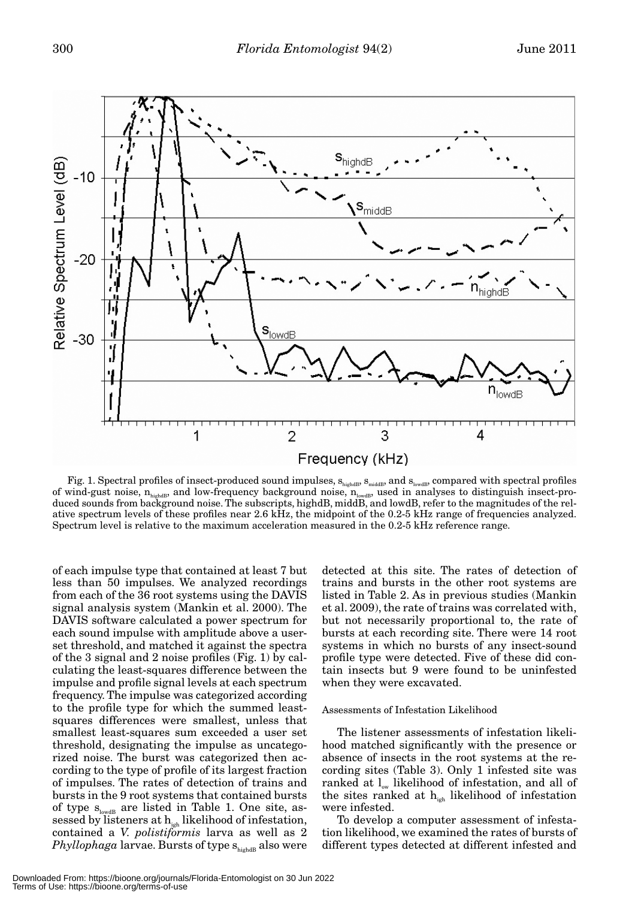Fig. 1. Spectral profiles of insect-produced sound impulses, $s_{highdB}$, $s_{middB}$, and $s_{lowdB}$, compared with spectral profiles of wind-gust noise, $n_{highdB}$, and low-frequency background noise, $n_{lowdB}$, used in analyses to distinguish insect-produced sounds from background noise. The subscripts, highdB, middB, and lowdB, refer to the magnitudes of the relative spectrum levels of these profiles near 2.6 kHz, the midpoint of the 0.2-5 kHz range of frequencies analyzed. Spectrum level is relative to the maximum acceleration measured in the 0.2-5 kHz reference range.

of each impulse type that contained at least 7 but less than 50 impulses. We analyzed recordings from each of the 36 root systems using the DAVIS signal analysis system (Mankin et al. 2000). The DAVIS software calculated a power spectrum for each sound impulse with amplitude above a user-set threshold, and matched it against the spectra of the 3 signal and 2 noise profiles (Fig. 1) by calculating the least-squares difference between the impulse and profile signal levels at each spectrum frequency. The impulse was categorized according to the profile type for which the summed least-squares differences were smallest, unless that smallest least-squares sum exceeded a user set threshold, designating the impulse as uncategorized noise. The burst was categorized then according to the type of profile of its largest fraction of impulses. The rates of detection of trains and bursts in the 9 root systems that contained bursts of type $s_{lowdB}$ are listed in Table 1. One site, assessed by listeners at $h_{igh}$ likelihood of infestation, contained a *V. polistiformis* larva as well as 2 *Phyllophaga* larvae. Bursts of type $s_{highdB}$ also were detected at this site. The rates of detection of trains and bursts in the other root systems are listed in Table 2. As in previous studies (Mankin et al. 2009), the rate of trains was correlated with, but not necessarily proportional to, the rate of bursts at each recording site. There were 14 root systems in which no bursts of any insect-sound profile type were detected. Five of these did contain insects but 9 were found to be uninfested when they were excavated.

### Assessments of Infestation Likelihood

The listener assessments of infestation likelihood matched significantly with the presence or absence of insects in the root systems at the recording sites (Table 3). Only 1 infested site was ranked at $l_{ow}$ likelihood of infestation, and all of the sites ranked at $h_{igh}$ likelihood of infestation were infested.

To develop a computer assessment of infestation likelihood, we examined the rates of bursts of different types detected at different infested and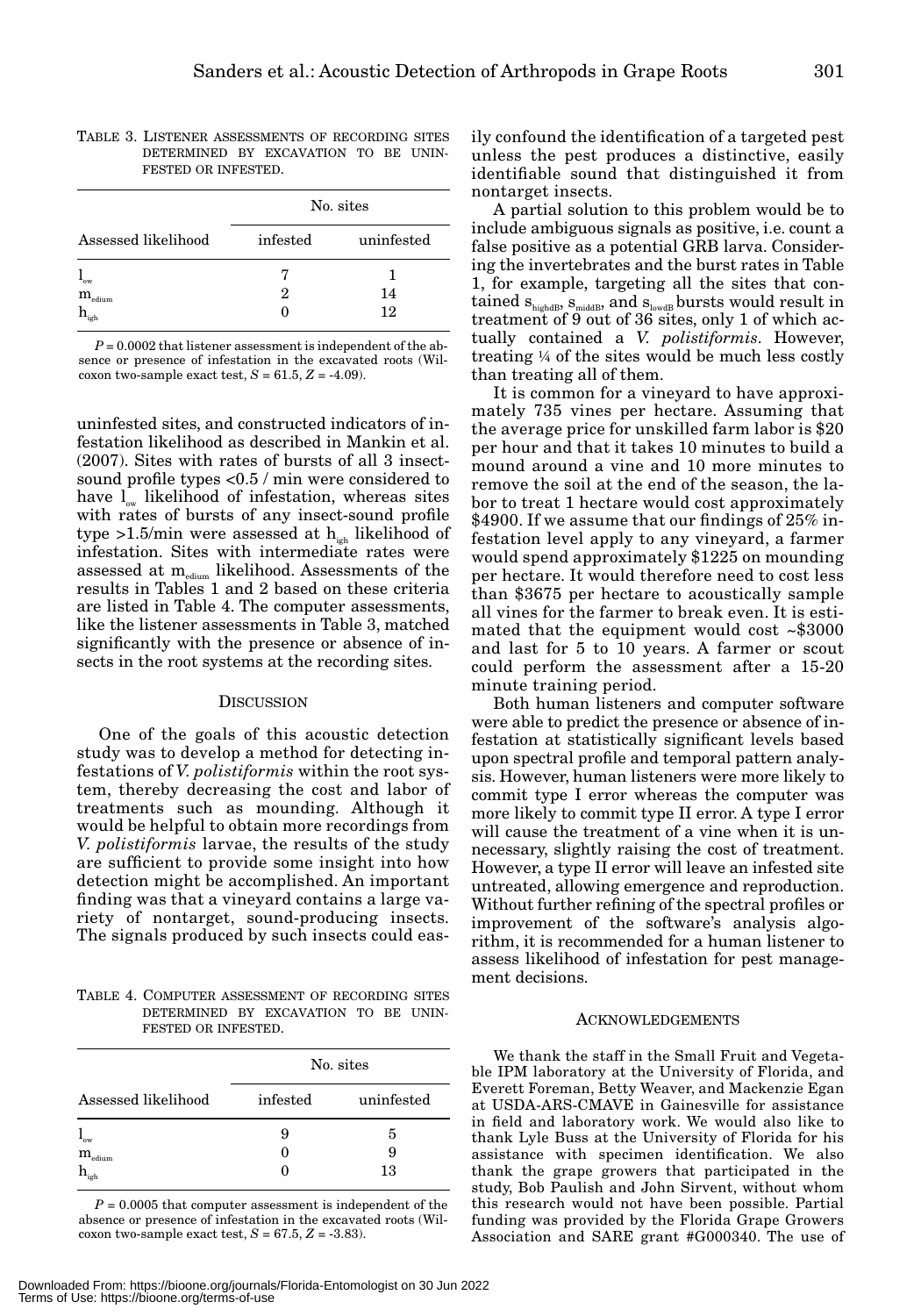TABLE 3. LISTENER ASSESSMENTS OF RECORDING SITES DETERMINED BY EXCAVATION TO BE UNINFESTED OR INFESTED.

| Assessed likelihood | No. sites | |
|---|---|---|
| | infested | uninfested |
| $l_{ow}$ | 7 | 1 |
| $m_{edium}$ | 2 | 14 |
| $h_{igh}$ | 0 | 12 |

$P = 0.0002$ that listener assessment is independent of the absence or presence of infestation in the excavated roots (Wilcoxon two-sample exact test, $S = 61.5$, $Z = -4.09$).

uninfested sites, and constructed indicators of infestation likelihood as described in Mankin et al. (2007). Sites with rates of bursts of all 3 insect-sound profile types <0.5 / min were considered to have $l_{ow}$ likelihood of infestation, whereas sites with rates of bursts of any insect-sound profile type >1.5/min were assessed at $h_{igh}$ likelihood of infestation. Sites with intermediate rates were assessed at $m_{edium}$ likelihood. Assessments of the results in Tables 1 and 2 based on these criteria are listed in Table 4. The computer assessments, like the listener assessments in Table 3, matched significantly with the presence or absence of insects in the root systems at the recording sites.

## DISCUSSION

One of the goals of this acoustic detection study was to develop a method for detecting infestations of *V. polistiformis* within the root system, thereby decreasing the cost and labor of treatments such as mounding. Although it would be helpful to obtain more recordings from *V. polistiformis* larvae, the results of the study are sufficient to provide some insight into how detection might be accomplished. An important finding was that a vineyard contains a large variety of nontarget, sound-producing insects. The signals produced by such insects could easily confound the identification of a targeted pest unless the pest produces a distinctive, easily identifiable sound that distinguished it from nontarget insects.

TABLE 4. COMPUTER ASSESSMENT OF RECORDING SITES DETERMINED BY EXCAVATION TO BE UNINFESTED OR INFESTED.

| Assessed likelihood | No. sites | |
|---|---|---|
| | infested | uninfested |
| $l_{ow}$ | 9 | 5 |
| $m_{edium}$ | 0 | 9 |
| $h_{igh}$ | 0 | 13 |

$P = 0.0005$ that computer assessment is independent of the absence or presence of infestation in the excavated roots (Wilcoxon two-sample exact test, $S = 67.5$, $Z = -3.83$).

A partial solution to this problem would be to include ambiguous signals as positive, i.e. count a false positive as a potential GRB larva. Considering the invertebrates and the burst rates in Table 1, for example, targeting all the sites that contained $s_{highdB}$, $s_{middB}$, and $s_{lowdB}$ bursts would result in treatment of 9 out of 36 sites, only 1 of which actually contained a *V. polistiformis*. However, treating ¼ of the sites would be much less costly than treating all of them.

It is common for a vineyard to have approximately 735 vines per hectare. Assuming that the average price for unskilled farm labor is $20 per hour and that it takes 10 minutes to build a mound around a vine and 10 more minutes to remove the soil at the end of the season, the labor to treat 1 hectare would cost approximately $4900. If we assume that our findings of 25% infestation level apply to any vineyard, a farmer would spend approximately $1225 on mounding per hectare. It would therefore need to cost less than $3675 per hectare to acoustically sample all vines for the farmer to break even. It is estimated that the equipment would cost ~$3000 and last for 5 to 10 years. A farmer or scout could perform the assessment after a 15-20 minute training period.

Both human listeners and computer software were able to predict the presence or absence of infestation at statistically significant levels based upon spectral profile and temporal pattern analysis. However, human listeners were more likely to commit type I error whereas the computer was more likely to commit type II error. A type I error will cause the treatment of a vine when it is unnecessary, slightly raising the cost of treatment. However, a type II error will leave an infested site untreated, allowing emergence and reproduction. Without further refining of the spectral profiles or improvement of the software's analysis algorithm, it is recommended for a human listener to assess likelihood of infestation for pest management decisions.

## ACKNOWLEDGEMENTS

We thank the staff in the Small Fruit and Vegetable IPM laboratory at the University of Florida, and Everett Foreman, Betty Weaver, and Mackenzie Egan at USDA-ARS-CMAVE in Gainesville for assistance in field and laboratory work. We would also like to thank Lyle Buss at the University of Florida for his assistance with specimen identification. We also thank the grape growers that participated in the study, Bob Paulish and John Sirvent, without whom this research would not have been possible. Partial funding was provided by the Florida Grape Growers Association and SARE grant #G000340. The use of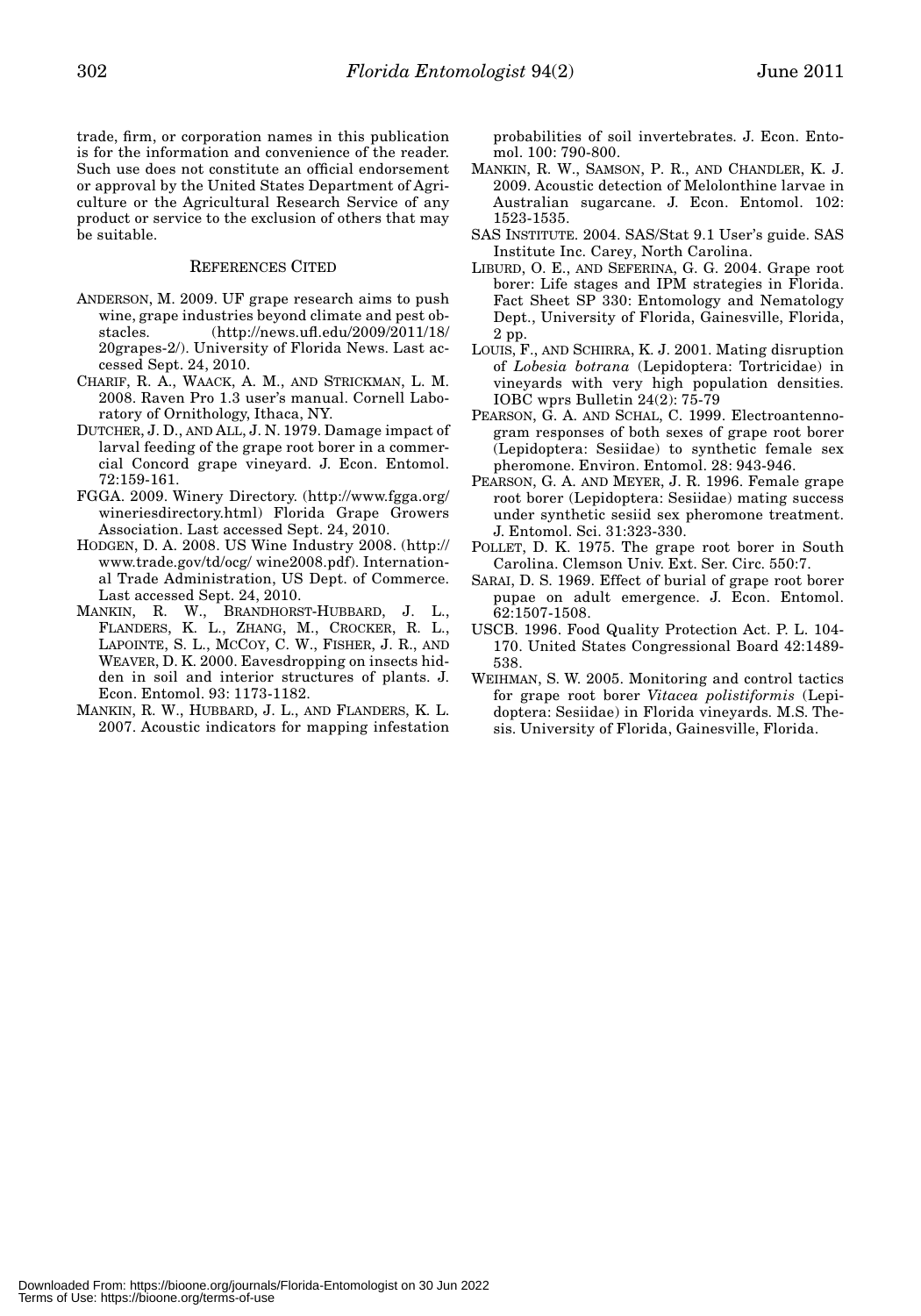trade, firm, or corporation names in this publication is for the information and convenience of the reader. Such use does not constitute an official endorsement or approval by the United States Department of Agriculture or the Agricultural Research Service of any product or service to the exclusion of others that may be suitable.

## References Cited

ANDERSON, M. 2009. UF grape research aims to push wine, grape industries beyond climate and pest obstacles. (http://news.ufl.edu/2009/2011/18/20grapes-2/). University of Florida News. Last accessed Sept. 24, 2010.

CHARIF, R. A., WAACK, A. M., AND STRICKMAN, L. M. 2008. Raven Pro 1.3 user's manual. Cornell Laboratory of Ornithology, Ithaca, NY.

DUTCHER, J. D., AND ALL, J. N. 1979. Damage impact of larval feeding of the grape root borer in a commercial Concord grape vineyard. J. Econ. Entomol. 72:159-161.

FGGA. 2009. Winery Directory. (http://www.fgga.org/wineriesdirectory.html) Florida Grape Growers Association. Last accessed Sept. 24, 2010.

HODGEN, D. A. 2008. US Wine Industry 2008. (http://www.trade.gov/td/ocg/ wine2008.pdf). International Trade Administration, US Dept. of Commerce. Last accessed Sept. 24, 2010.

MANKIN, R. W., BRANDHORST-HUBBARD, J. L., FLANDERS, K. L., ZHANG, M., CROCKER, R. L., LAPOINTE, S. L., MCCOY, C. W., FISHER, J. R., AND WEAVER, D. K. 2000. Eavesdropping on insects hidden in soil and interior structures of plants. J. Econ. Entomol. 93: 1173-1182.

MANKIN, R. W., HUBBARD, J. L., AND FLANDERS, K. L. 2007. Acoustic indicators for mapping infestation probabilities of soil invertebrates. J. Econ. Entomol. 100: 790-800.

MANKIN, R. W., SAMSON, P. R., AND CHANDLER, K. J. 2009. Acoustic detection of Melolonthine larvae in Australian sugarcane. J. Econ. Entomol. 102: 1523-1535.

SAS INSTITUTE. 2004. SAS/Stat 9.1 User's guide. SAS Institute Inc. Carey, North Carolina.

LIBURD, O. E., AND SEFERINA, G. G. 2004. Grape root borer: Life stages and IPM strategies in Florida. Fact Sheet SP 330: Entomology and Nematology Dept., University of Florida, Gainesville, Florida, 2 pp.

LOUIS, F., AND SCHIRRA, K. J. 2001. Mating disruption of *Lobesia botrana* (Lepidoptera: Tortricidae) in vineyards with very high population densities. IOBC wprs Bulletin 24(2): 75-79

PEARSON, G. A. AND SCHAL, C. 1999. Electroantennogram responses of both sexes of grape root borer (Lepidoptera: Sesiidae) to synthetic female sex pheromone. Environ. Entomol. 28: 943-946.

PEARSON, G. A. AND MEYER, J. R. 1996. Female grape root borer (Lepidoptera: Sesiidae) mating success under synthetic sesiid sex pheromone treatment. J. Entomol. Sci. 31:323-330.

POLLET, D. K. 1975. The grape root borer in South Carolina. Clemson Univ. Ext. Ser. Circ. 550:7.

SARAI, D. S. 1969. Effect of burial of grape root borer pupae on adult emergence. J. Econ. Entomol. 62:1507-1508.

USCB. 1996. Food Quality Protection Act. P. L. 104-170. United States Congressional Board 42:1489-538.

WEIHMAN, S. W. 2005. Monitoring and control tactics for grape root borer *Vitacea polistiformis* (Lepidoptera: Sesiidae) in Florida vineyards. M.S. Thesis. University of Florida, Gainesville, Florida.